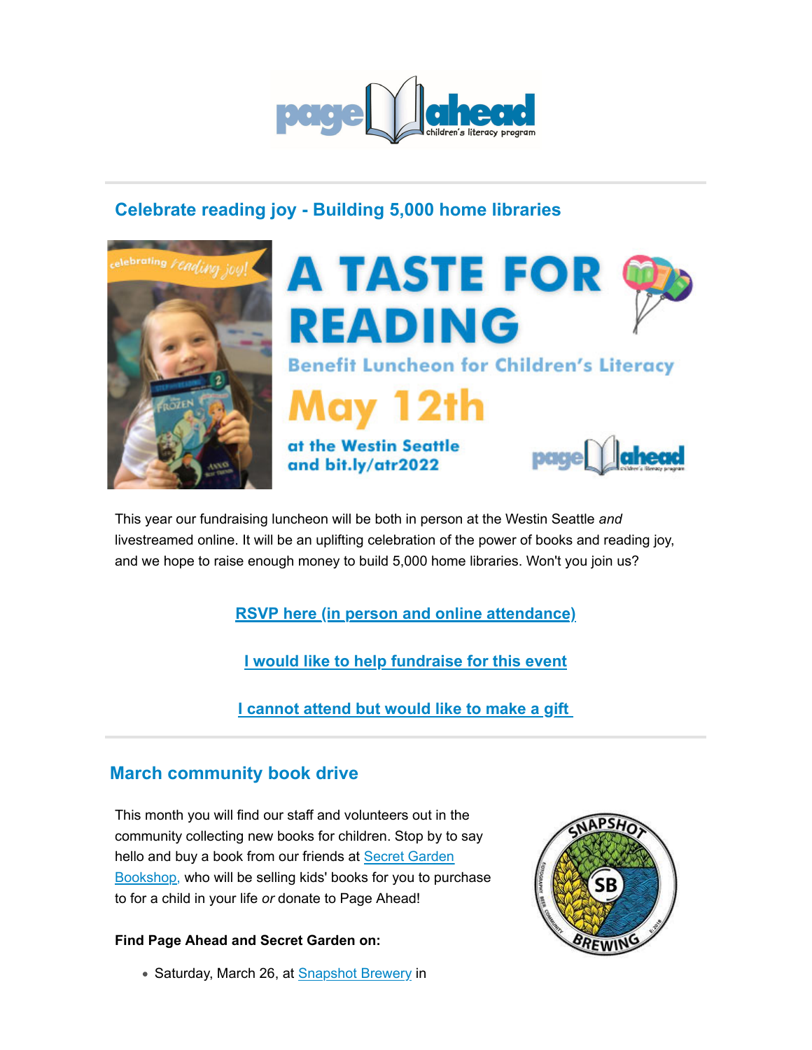## Celebrate reading joy - Building 5,000 home libraries

This year our fundraising luncheon will be both in person at the Westin Seattle *and* livestreamed online. It will be an uplifting celebration of the power of books and reading joy, and we hope to raise enough money to build 5,000 home libraries. Won't you join us?

**RSVP here (in person and online attendance)**

**I would like to help fundraise for this event**

**I cannot attend but would like to make a gift**

## March community book drive

This month you will find our staff and volunteers out in the community collecting new books for children. Stop by to say hello and buy a book from our friends at Secret Garden Bookshop, who will be selling kids' books for you to purchase to for a child in your life *or* donate to Page Ahead!

**Find Page Ahead and Secret Garden on:**

- Saturday, March 26, at Snapshot Brewery in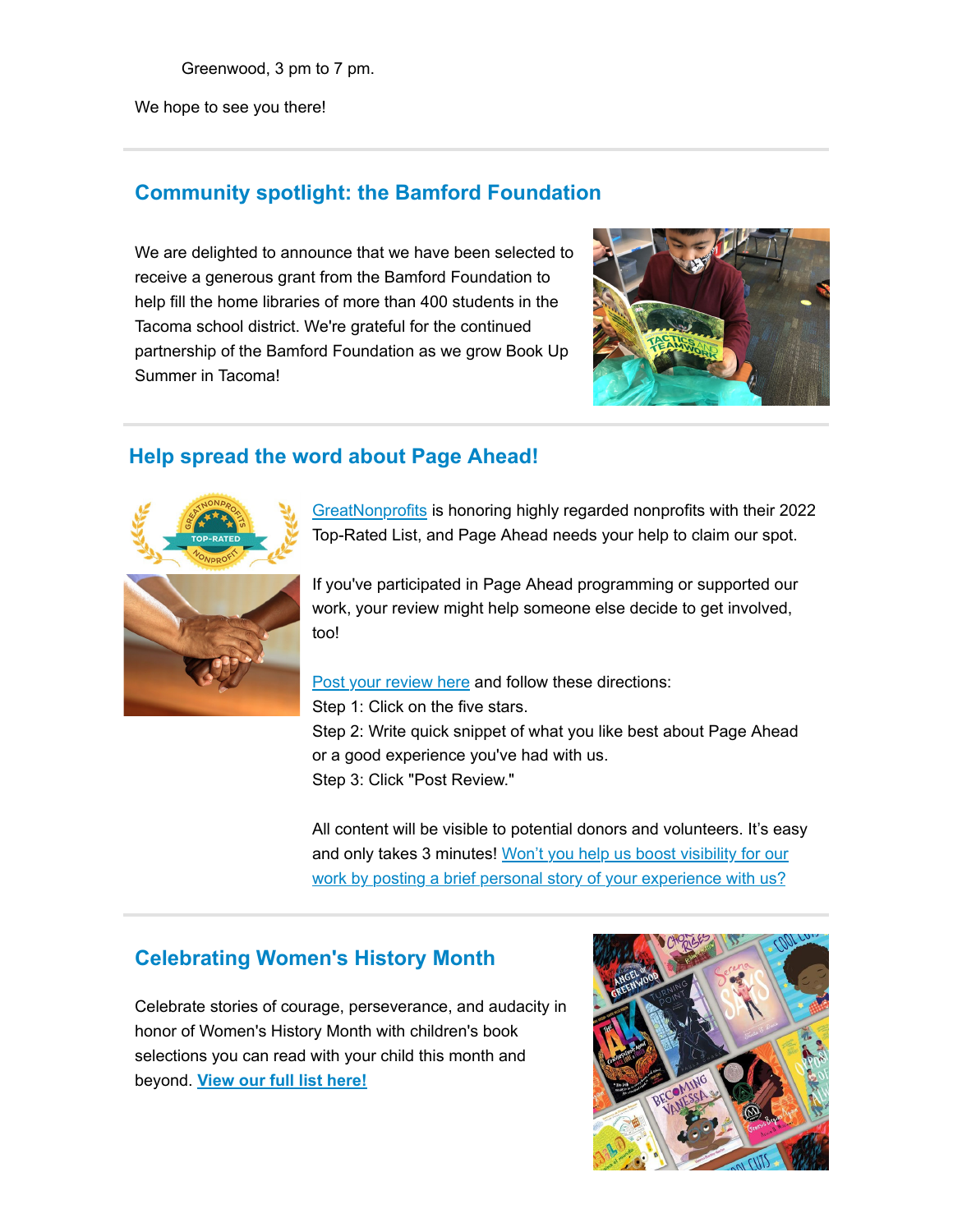Greenwood, 3 pm to 7 pm.

We hope to see you there!

## Community spotlight: the Bamford Foundation

We are delighted to announce that we have been selected to receive a generous grant from the Bamford Foundation to help fill the home libraries of more than 400 students in the Tacoma school district. We're grateful for the continued partnership of the Bamford Foundation as we grow Book Up Summer in Tacoma!

## Help spread the word about Page Ahead!

GreatNonprofits is honoring highly regarded nonprofits with their 2022 Top-Rated List, and Page Ahead needs your help to claim our spot.

If you've participated in Page Ahead programming or supported our work, your review might help someone else decide to get involved, too!

Post your review here and follow these directions:
Step 1: Click on the five stars.
Step 2: Write quick snippet of what you like best about Page Ahead or a good experience you've had with us.
Step 3: Click "Post Review."

All content will be visible to potential donors and volunteers. It's easy and only takes 3 minutes! Won't you help us boost visibility for our work by posting a brief personal story of your experience with us?

## Celebrating Women's History Month

Celebrate stories of courage, perseverance, and audacity in honor of Women's History Month with children's book selections you can read with your child this month and beyond. **View our full list here!**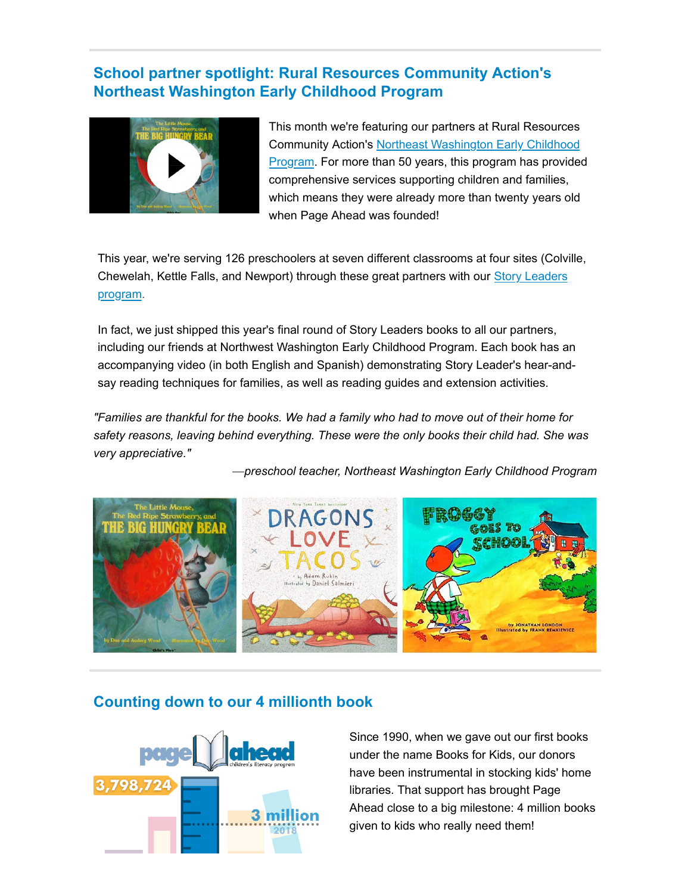## School partner spotlight: Rural Resources Community Action's Northeast Washington Early Childhood Program

This month we're featuring our partners at Rural Resources Community Action's [Northeast Washington Early Childhood Program](). For more than 50 years, this program has provided comprehensive services supporting children and families, which means they were already more than twenty years old when Page Ahead was founded!

This year, we're serving 126 preschoolers at seven different classrooms at four sites (Colville, Chewelah, Kettle Falls, and Newport) through these great partners with our [Story Leaders program]().

In fact, we just shipped this year's final round of Story Leaders books to all our partners, including our friends at Northwest Washington Early Childhood Program. Each book has an accompanying video (in both English and Spanish) demonstrating Story Leader's hear-and-say reading techniques for families, as well as reading guides and extension activities.

*"Families are thankful for the books. We had a family who had to move out of their home for safety reasons, leaving behind everything. These were the only books their child had. She was very appreciative."*

—*preschool teacher, Northeast Washington Early Childhood Program*

## Counting down to our 4 millionth book

Since 1990, when we gave out our first books under the name Books for Kids, our donors have been instrumental in stocking kids' home libraries. That support has brought Page Ahead close to a big milestone: 4 million books given to kids who really need them!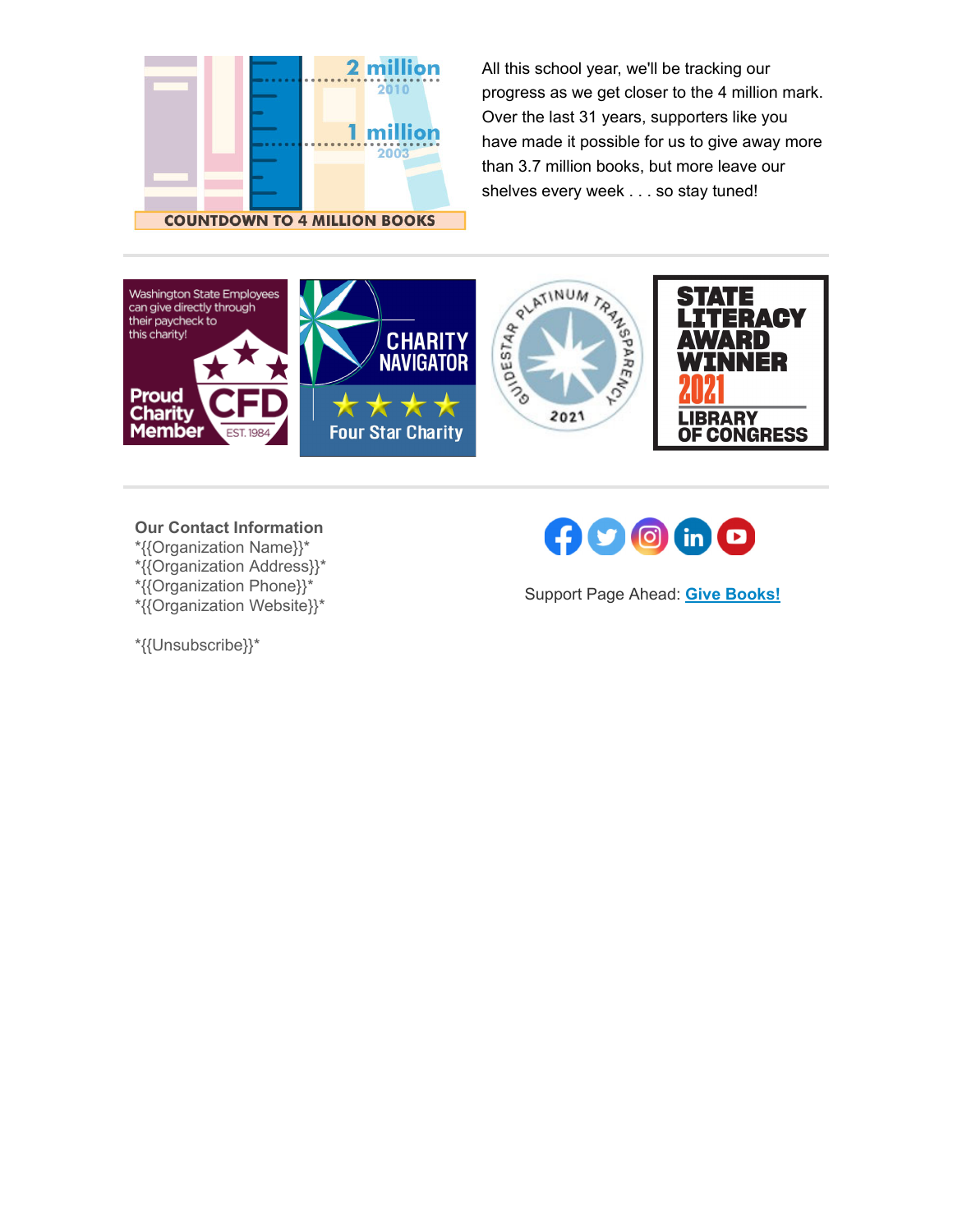2 million
2010

1 million
2003

COUNTDOWN TO 4 MILLION BOOKS

All this school year, we'll be tracking our progress as we get closer to the 4 million mark. Over the last 31 years, supporters like you have made it possible for us to give away more than 3.7 million books, but more leave our shelves every week . . . so stay tuned!

Washington State Employees can give directly through their paycheck to this charity!

Proud Charity Member CFD EST. 1984

CHARITY NAVIGATOR Four Star Charity

GUIDESTAR PLATINUM TRANSPARENCY 2021

STATE LITERACY AWARD WINNER 2021 LIBRARY OF CONGRESS

**Our Contact Information**
*{{Organization Name}}*
*{{Organization Address}}*
*{{Organization Phone}}*
*{{Organization Website}}*

*{{Unsubscribe}}*

Support Page Ahead: **Give Books!**